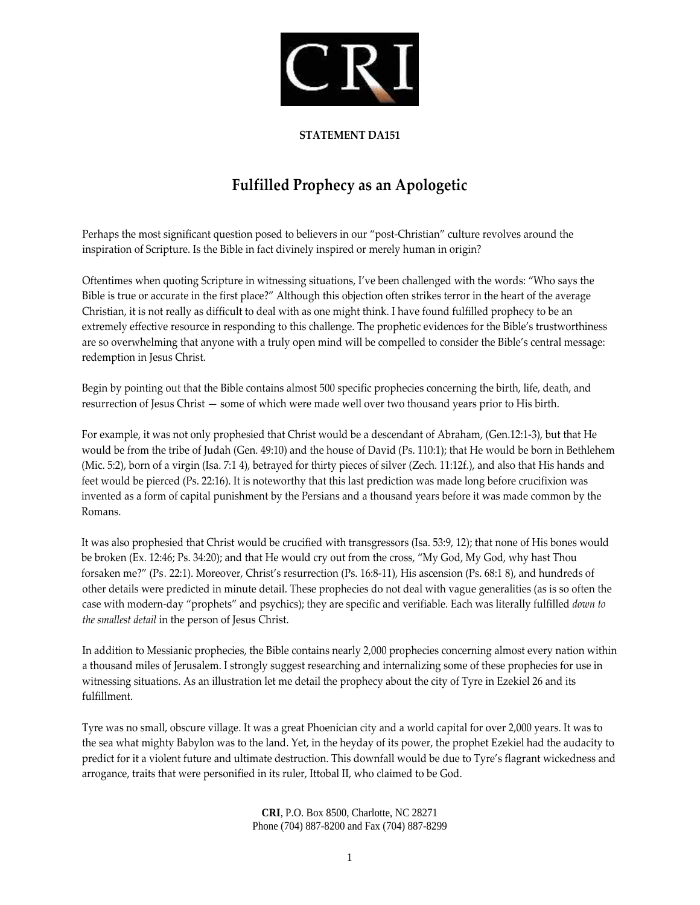**STATEMENT DA151**

# Fulfilled Prophecy as an Apologetic

Perhaps the most significant question posed to believers in our "post-Christian" culture revolves around the inspiration of Scripture. Is the Bible in fact divinely inspired or merely human in origin?

Oftentimes when quoting Scripture in witnessing situations, I've been challenged with the words: "Who says the Bible is true or accurate in the first place?" Although this objection often strikes terror in the heart of the average Christian, it is not really as difficult to deal with as one might think. I have found fulfilled prophecy to be an extremely effective resource in responding to this challenge. The prophetic evidences for the Bible's trustworthiness are so overwhelming that anyone with a truly open mind will be compelled to consider the Bible's central message: redemption in Jesus Christ.

Begin by pointing out that the Bible contains almost 500 specific prophecies concerning the birth, life, death, and resurrection of Jesus Christ — some of which were made well over two thousand years prior to His birth.

For example, it was not only prophesied that Christ would be a descendant of Abraham, (Gen.12:1-3), but that He would be from the tribe of Judah (Gen. 49:10) and the house of David (Ps. 110:1); that He would be born in Bethlehem (Mic. 5:2), born of a virgin (Isa. 7:1 4), betrayed for thirty pieces of silver (Zech. 11:12f.), and also that His hands and feet would be pierced (Ps. 22:16). It is noteworthy that this last prediction was made long before crucifixion was invented as a form of capital punishment by the Persians and a thousand years before it was made common by the Romans.

It was also prophesied that Christ would be crucified with transgressors (Isa. 53:9, 12); that none of His bones would be broken (Ex. 12:46; Ps. 34:20); and that He would cry out from the cross, "My God, My God, why hast Thou forsaken me?" (Ps. 22:1). Moreover, Christ's resurrection (Ps. 16:8-11), His ascension (Ps. 68:1 8), and hundreds of other details were predicted in minute detail. These prophecies do not deal with vague generalities (as is so often the case with modern-day "prophets" and psychics); they are specific and verifiable. Each was literally fulfilled *down to the smallest detail* in the person of Jesus Christ.

In addition to Messianic prophecies, the Bible contains nearly 2,000 prophecies concerning almost every nation within a thousand miles of Jerusalem. I strongly suggest researching and internalizing some of these prophecies for use in witnessing situations. As an illustration let me detail the prophecy about the city of Tyre in Ezekiel 26 and its fulfillment.

Tyre was no small, obscure village. It was a great Phoenician city and a world capital for over 2,000 years. It was to the sea what mighty Babylon was to the land. Yet, in the heyday of its power, the prophet Ezekiel had the audacity to predict for it a violent future and ultimate destruction. This downfall would be due to Tyre's flagrant wickedness and arrogance, traits that were personified in its ruler, Ittobal II, who claimed to be God.

**CRI**, P.O. Box 8500, Charlotte, NC 28271
Phone (704) 887-8200 and Fax (704) 887-8299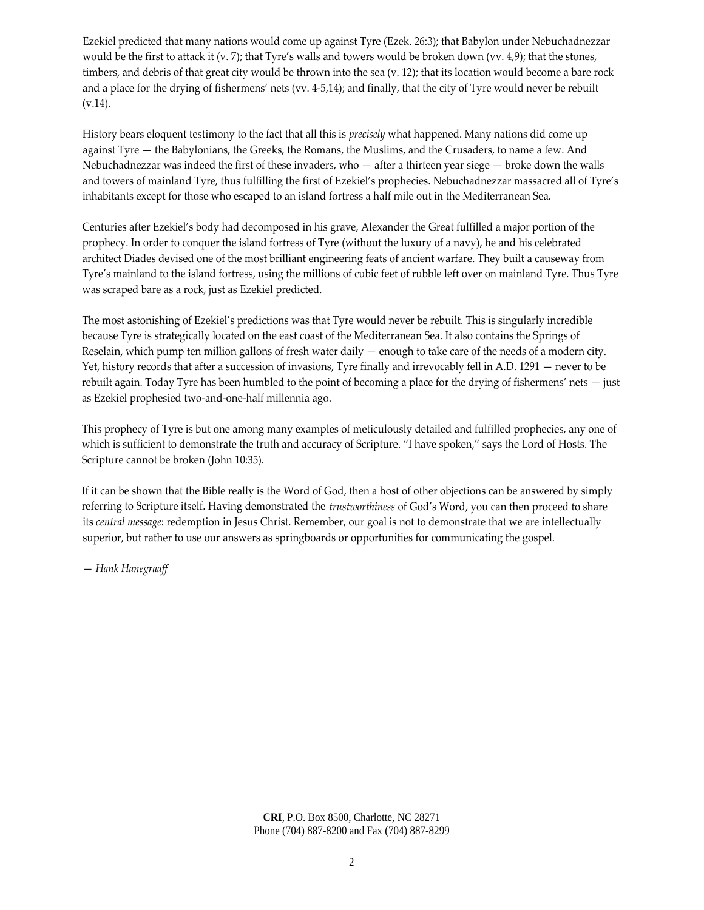Ezekiel predicted that many nations would come up against Tyre (Ezek. 26:3); that Babylon under Nebuchadnezzar would be the first to attack it (v. 7); that Tyre's walls and towers would be broken down (vv. 4,9); that the stones, timbers, and debris of that great city would be thrown into the sea (v. 12); that its location would become a bare rock and a place for the drying of fishermens' nets (vv. 4-5,14); and finally, that the city of Tyre would never be rebuilt (v.14).

History bears eloquent testimony to the fact that all this is *precisely* what happened. Many nations did come up against Tyre — the Babylonians, the Greeks, the Romans, the Muslims, and the Crusaders, to name a few. And Nebuchadnezzar was indeed the first of these invaders, who — after a thirteen year siege — broke down the walls and towers of mainland Tyre, thus fulfilling the first of Ezekiel's prophecies. Nebuchadnezzar massacred all of Tyre's inhabitants except for those who escaped to an island fortress a half mile out in the Mediterranean Sea.

Centuries after Ezekiel's body had decomposed in his grave, Alexander the Great fulfilled a major portion of the prophecy. In order to conquer the island fortress of Tyre (without the luxury of a navy), he and his celebrated architect Diades devised one of the most brilliant engineering feats of ancient warfare. They built a causeway from Tyre's mainland to the island fortress, using the millions of cubic feet of rubble left over on mainland Tyre. Thus Tyre was scraped bare as a rock, just as Ezekiel predicted.

The most astonishing of Ezekiel's predictions was that Tyre would never be rebuilt. This is singularly incredible because Tyre is strategically located on the east coast of the Mediterranean Sea. It also contains the Springs of Reselain, which pump ten million gallons of fresh water daily — enough to take care of the needs of a modern city. Yet, history records that after a succession of invasions, Tyre finally and irrevocably fell in A.D. 1291 — never to be rebuilt again. Today Tyre has been humbled to the point of becoming a place for the drying of fishermens' nets — just as Ezekiel prophesied two-and-one-half millennia ago.

This prophecy of Tyre is but one among many examples of meticulously detailed and fulfilled prophecies, any one of which is sufficient to demonstrate the truth and accuracy of Scripture. "I have spoken," says the Lord of Hosts. The Scripture cannot be broken (John 10:35).

If it can be shown that the Bible really is the Word of God, then a host of other objections can be answered by simply referring to Scripture itself. Having demonstrated the *trustworthiness* of God's Word, you can then proceed to share its *central message*: redemption in Jesus Christ. Remember, our goal is not to demonstrate that we are intellectually superior, but rather to use our answers as springboards or opportunities for communicating the gospel.

— *Hank Hanegraaff*

**CRI**, P.O. Box 8500, Charlotte, NC 28271
Phone (704) 887-8200 and Fax (704) 887-8299